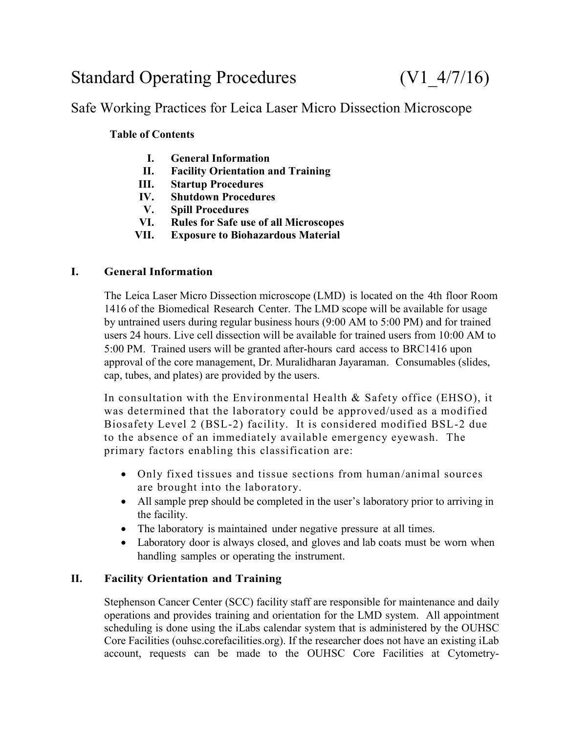# Standard Operating Procedures (V1_4/7/16)

## Safe Working Practices for Leica Laser Micro Dissection Microscope

**Table of Contents**

- I. **General Information**
- II. **Facility Orientation and Training**
- III. **Startup Procedures**
- IV. **Shutdown Procedures**
- V. **Spill Procedures**
- VI. **Rules for Safe use of all Microscopes**
- VII. **Exposure to Biohazardous Material**

### I. General Information

The Leica Laser Micro Dissection microscope (LMD) is located on the 4th floor Room 1416 of the Biomedical Research Center. The LMD scope will be available for usage by untrained users during regular business hours (9:00 AM to 5:00 PM) and for trained users 24 hours. Live cell dissection will be available for trained users from 10:00 AM to 5:00 PM. Trained users will be granted after-hours card access to BRC1416 upon approval of the core management, Dr. Muralidharan Jayaraman. Consumables (slides, cap, tubes, and plates) are provided by the users.

In consultation with the Environmental Health & Safety office (EHSO), it was determined that the laboratory could be approved/used as a modified Biosafety Level 2 (BSL-2) facility. It is considered modified BSL-2 due to the absence of an immediately available emergency eyewash. The primary factors enabling this classification are:

- Only fixed tissues and tissue sections from human/animal sources are brought into the laboratory.
- All sample prep should be completed in the user's laboratory prior to arriving in the facility.
- The laboratory is maintained under negative pressure at all times.
- Laboratory door is always closed, and gloves and lab coats must be worn when handling samples or operating the instrument.

### II. Facility Orientation and Training

Stephenson Cancer Center (SCC) facility staff are responsible for maintenance and daily operations and provides training and orientation for the LMD system. All appointment scheduling is done using the iLabs calendar system that is administered by the OUHSC Core Facilities (ouhsc.corefacilities.org). If the researcher does not have an existing iLab account, requests can be made to the OUHSC Core Facilities at Cytometry-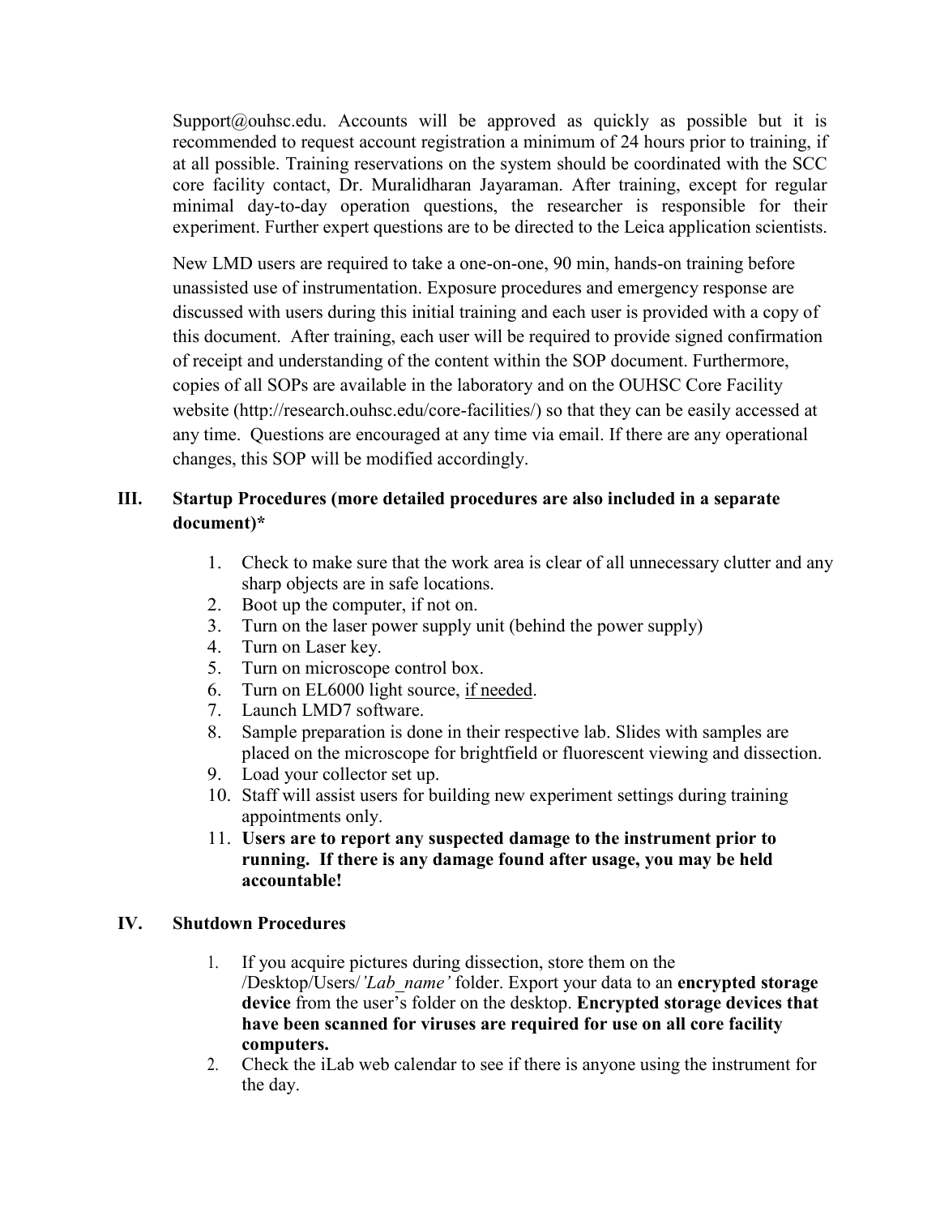Support@ouhsc.edu. Accounts will be approved as quickly as possible but it is recommended to request account registration a minimum of 24 hours prior to training, if at all possible. Training reservations on the system should be coordinated with the SCC core facility contact, Dr. Muralidharan Jayaraman. After training, except for regular minimal day-to-day operation questions, the researcher is responsible for their experiment. Further expert questions are to be directed to the Leica application scientists.

New LMD users are required to take a one-on-one, 90 min, hands-on training before unassisted use of instrumentation. Exposure procedures and emergency response are discussed with users during this initial training and each user is provided with a copy of this document. After training, each user will be required to provide signed confirmation of receipt and understanding of the content within the SOP document. Furthermore, copies of all SOPs are available in the laboratory and on the OUHSC Core Facility website (http://research.ouhsc.edu/core-facilities/) so that they can be easily accessed at any time. Questions are encouraged at any time via email. If there are any operational changes, this SOP will be modified accordingly.

## III. Startup Procedures (more detailed procedures are also included in a separate document)*

1. Check to make sure that the work area is clear of all unnecessary clutter and any sharp objects are in safe locations.
2. Boot up the computer, if not on.
3. Turn on the laser power supply unit (behind the power supply)
4. Turn on Laser key.
5. Turn on microscope control box.
6. Turn on EL6000 light source, <u>if needed</u>.
7. Launch LMD7 software.
8. Sample preparation is done in their respective lab. Slides with samples are placed on the microscope for brightfield or fluorescent viewing and dissection.
9. Load your collector set up.
10. Staff will assist users for building new experiment settings during training appointments only.
11. **Users are to report any suspected damage to the instrument prior to running. If there is any damage found after usage, you may be held accountable!**

## IV. Shutdown Procedures

1. If you acquire pictures during dissection, store them on the /Desktop/Users/*'Lab_name'* folder. Export your data to an **encrypted storage device** from the user's folder on the desktop. **Encrypted storage devices that have been scanned for viruses are required for use on all core facility computers.**
2. Check the iLab web calendar to see if there is anyone using the instrument for the day.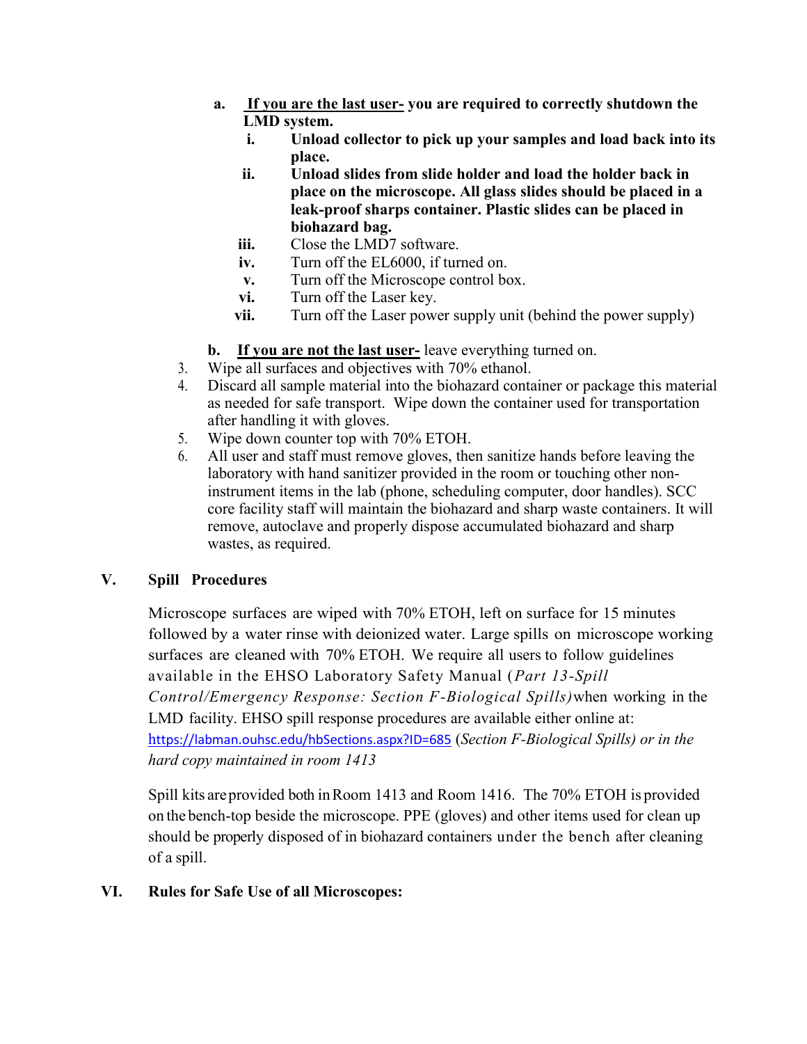a. **<u>If you are the last user-</u> you are required to correctly shutdown the LMD system.**
   i. **Unload collector to pick up your samples and load back into its place.**
   ii. **Unload slides from slide holder and load the holder back in place on the microscope. All glass slides should be placed in a leak-proof sharps container. Plastic slides can be placed in biohazard bag.**
   iii. Close the LMD7 software.
   iv. Turn off the EL6000, if turned on.
   v. Turn off the Microscope control box.
   vi. Turn off the Laser key.
   vii. Turn off the Laser power supply unit (behind the power supply)

b. **<u>If you are not the last user-</u>** leave everything turned on.

3. Wipe all surfaces and objectives with 70% ethanol.
4. Discard all sample material into the biohazard container or package this material as needed for safe transport. Wipe down the container used for transportation after handling it with gloves.
5. Wipe down counter top with 70% ETOH.
6. All user and staff must remove gloves, then sanitize hands before leaving the laboratory with hand sanitizer provided in the room or touching other non-instrument items in the lab (phone, scheduling computer, door handles). SCC core facility staff will maintain the biohazard and sharp waste containers. It will remove, autoclave and properly dispose accumulated biohazard and sharp wastes, as required.

## V. Spill Procedures

Microscope surfaces are wiped with 70% ETOH, left on surface for 15 minutes followed by a water rinse with deionized water. Large spills on microscope working surfaces are cleaned with 70% ETOH. We require all users to follow guidelines available in the EHSO Laboratory Safety Manual (*Part 13-Spill Control/Emergency Response: Section F-Biological Spills)* when working in the LMD facility. EHSO spill response procedures are available either online at: https://labman.ouhsc.edu/hbSections.aspx?ID=685 (*Section F-Biological Spills) or in the hard copy maintained in room 1413*

Spill kits are provided both in Room 1413 and Room 1416. The 70% ETOH is provided on the bench-top beside the microscope. PPE (gloves) and other items used for clean up should be properly disposed of in biohazard containers under the bench after cleaning of a spill.

## VI. Rules for Safe Use of all Microscopes: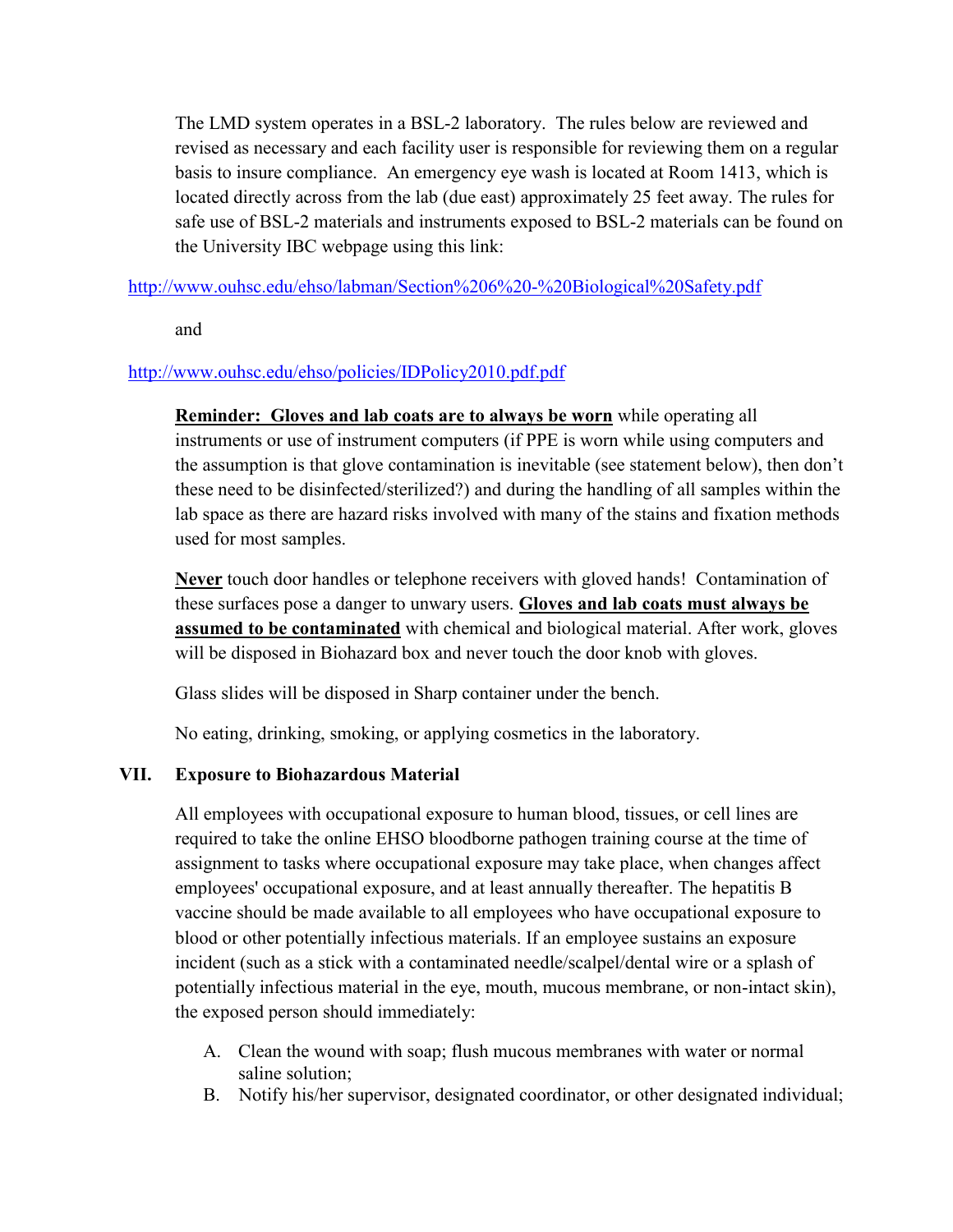The LMD system operates in a BSL-2 laboratory. The rules below are reviewed and revised as necessary and each facility user is responsible for reviewing them on a regular basis to insure compliance. An emergency eye wash is located at Room 1413, which is located directly across from the lab (due east) approximately 25 feet away. The rules for safe use of BSL-2 materials and instruments exposed to BSL-2 materials can be found on the University IBC webpage using this link:

http://www.ouhsc.edu/ehso/labman/Section%206%20-%20Biological%20Safety.pdf

and

http://www.ouhsc.edu/ehso/policies/IDPolicy2010.pdf.pdf

**Reminder: Gloves and lab coats are to always be worn** while operating all instruments or use of instrument computers (if PPE is worn while using computers and the assumption is that glove contamination is inevitable (see statement below), then don't these need to be disinfected/sterilized?) and during the handling of all samples within the lab space as there are hazard risks involved with many of the stains and fixation methods used for most samples.

**Never** touch door handles or telephone receivers with gloved hands! Contamination of these surfaces pose a danger to unwary users. **Gloves and lab coats must always be assumed to be contaminated** with chemical and biological material. After work, gloves will be disposed in Biohazard box and never touch the door knob with gloves.

Glass slides will be disposed in Sharp container under the bench.

No eating, drinking, smoking, or applying cosmetics in the laboratory.

## VII. Exposure to Biohazardous Material

All employees with occupational exposure to human blood, tissues, or cell lines are required to take the online EHSO bloodborne pathogen training course at the time of assignment to tasks where occupational exposure may take place, when changes affect employees' occupational exposure, and at least annually thereafter. The hepatitis B vaccine should be made available to all employees who have occupational exposure to blood or other potentially infectious materials. If an employee sustains an exposure incident (such as a stick with a contaminated needle/scalpel/dental wire or a splash of potentially infectious material in the eye, mouth, mucous membrane, or non-intact skin), the exposed person should immediately:

A. Clean the wound with soap; flush mucous membranes with water or normal saline solution;
B. Notify his/her supervisor, designated coordinator, or other designated individual;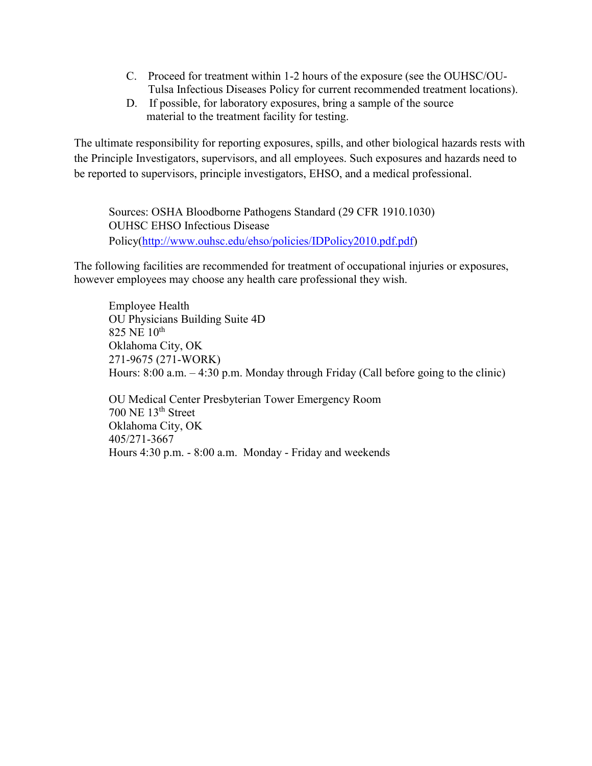C. Proceed for treatment within 1-2 hours of the exposure (see the OUHSC/OU-Tulsa Infectious Diseases Policy for current recommended treatment locations).

D. If possible, for laboratory exposures, bring a sample of the source material to the treatment facility for testing.

The ultimate responsibility for reporting exposures, spills, and other biological hazards rests with the Principle Investigators, supervisors, and all employees. Such exposures and hazards need to be reported to supervisors, principle investigators, EHSO, and a medical professional.

Sources: OSHA Bloodborne Pathogens Standard (29 CFR 1910.1030)
OUHSC EHSO Infectious Disease Policy(http://www.ouhsc.edu/ehso/policies/IDPolicy2010.pdf.pdf)

The following facilities are recommended for treatment of occupational injuries or exposures, however employees may choose any health care professional they wish.

Employee Health
OU Physicians Building Suite 4D
825 NE 10th
Oklahoma City, OK
271-9675 (271-WORK)
Hours: 8:00 a.m. – 4:30 p.m. Monday through Friday (Call before going to the clinic)

OU Medical Center Presbyterian Tower Emergency Room
700 NE 13th Street
Oklahoma City, OK
405/271-3667
Hours 4:30 p.m. - 8:00 a.m. Monday - Friday and weekends